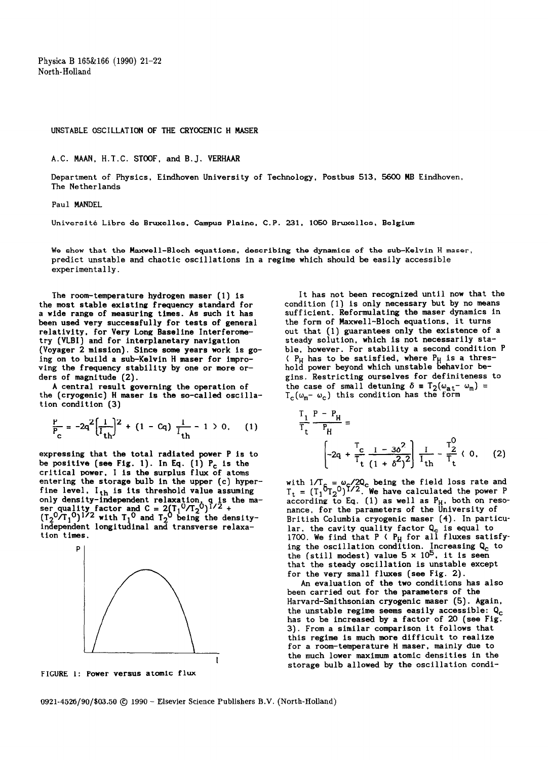# UNSTABLE OSCILLATION OF THE CRYOGENIC H MASER

A.C. MAAN, H.T.C. STOOF, and B.J. VERHAAR

Department of Physics, Eindhoven University of Technology, Postbus 513, 5600 MB Eindhoven, The Netherlands

Paul MANDEL

Université Libre de Bruxelles, Campus Plaine, C.P. 231, 1050 Bruxelles, Belgium

We show that the Maxwell-Bloch equations, describing the dynamics of the sub-Kelvin H maser, predict unstable and chaotic oscillations in a regime which should be easily accessible experimentally.

The room-temperature hydrogen maser (1) is the most stable existing frequency standard for a wide range of measuring times. As such it has been used very successfully for tests of general relativity, for Very Long Baseline Interferometry (VLBI) and for interplanetary navigation (Voyager 2 mission). Since some years work is going on to build a sub-Kelvin H maser for improving the frequency stability by one or more orders of magnitude (2).

A central result governing the operation of the (cryogenic) H maser is the so-called oscillation condition (3)

$$\frac{P}{P_c} = -2q^2\left[\frac{I}{I_{th}}\right]^2 + (1 - Cq)\frac{I}{I_{th}} - 1 > 0, \quad (1)$$

expressing that the total radiated power P is to be positive (see Fig. 1). In Eq. (1) $P_c$ is the critical power, I is the surplus flux of atoms entering the storage bulb in the upper (c) hyperfine level, $I_{th}$ is its threshold value assuming only density-independent relaxation, q is the maser quality factor and $C = 2(T_1^0/T_2^0)^{1/2} + (T_2^0/T_1^0)^{1/2}$ with $T_1^0$ and $T_2^0$ being the density-independent longitudinal and transverse relaxation times.

FIGURE 1: Power versus atomic flux

It has not been recognized until now that the condition (1) is only necessary but by no means sufficient. Reformulating the maser dynamics in the form of Maxwell-Bloch equations, it turns out that (1) guarantees only the existence of a steady solution, which is not necessarily stable, however. For stability a second condition P < $P_H$ has to be satisfied, where $P_H$ is a threshold power beyond which unstable behavior begins. Restricting ourselves for definiteness to the case of small detuning $\delta \equiv T_2(\omega_{at} - \omega_m) = T_c(\omega_m - \omega_c)$ this condition has the form

$$\frac{T_1}{T_t}\frac{P - P_H}{P_H} = \left[-2q + \frac{T_c}{T_t}\frac{1 - 3\delta^2}{(1 + \delta^2)^2}\right]\frac{I}{I_{th}} - \frac{T_2^0}{T_t} < 0, \quad (2)$$

with $1/T_c = \omega_c/2Q_c$ being the field loss rate and $T_t = (T_1^0 T_2^0)^{1/2}$. We have calculated the power P according to Eq. (1) as well as $P_H$, both on resonance, for the parameters of the University of British Columbia cryogenic maser (4). In particular, the cavity quality factor $Q_c$ is equal to 1700. We find that P < $P_H$ for all fluxes satisfying the oscillation condition. Increasing $Q_c$ to the (still modest) value $5 \times 10^5$, it is seen that the steady oscillation is unstable except for the very small fluxes (see Fig. 2).

An evaluation of the two conditions has also been carried out for the parameters of the Harvard-Smithsonian cryogenic maser (5). Again, the unstable regime seems easily accessible: $Q_c$ has to be increased by a factor of 20 (see Fig. 3). From a similar comparison it follows that this regime is much more difficult to realize for a room-temperature H maser, mainly due to the much lower maximum atomic densities in the storage bulb allowed by the oscillation condi-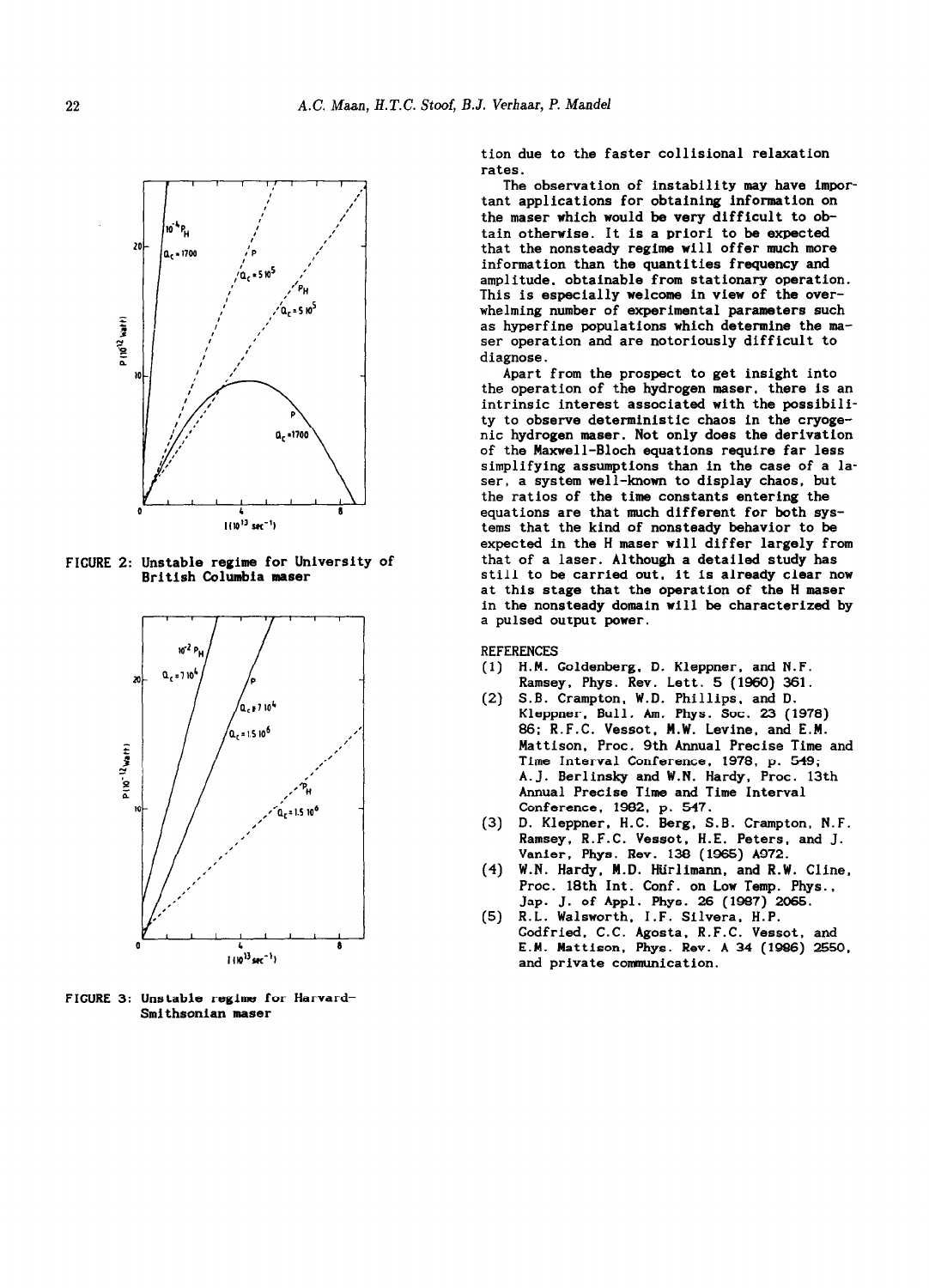20

10

0

4

8

$10^{-4}P_H$

$Q_c = 1700$

$P$

$Q_c = 5\ 10^5$

$P_H$

$Q_c = 5\ 10^5$

$P$

$Q_c = 1700$

$P\ (10^{-12}\ \text{Watt})$

$I\ (10^{13}\ \text{sec}^{-1})$

FIGURE 2: Unstable regime for University of British Columbia maser

20

10

0

4

8

$10^{-2}P_H$

$Q_c = 7\ 10^4$

$P$

$Q_c = 7\ 10^4$

$Q_c = 1.5\ 10^6$

$P_H$

$Q_c = 1.5\ 10^6$

$P\ (10^{-12}\ \text{Watt})$

$I\ (10^{13}\ \text{sec}^{-1})$

FIGURE 3: Unstable regime for Harvard-Smithsonian maser

tion due to the faster collisional relaxation rates.

The observation of instability may have important applications for obtaining information on the maser which would be very difficult to obtain otherwise. It is a priori to be expected that the nonsteady regime will offer much more information than the quantities frequency and amplitude, obtainable from stationary operation. This is especially welcome in view of the overwhelming number of experimental parameters such as hyperfine populations which determine the maser operation and are notoriously difficult to diagnose.

Apart from the prospect to get insight into the operation of the hydrogen maser, there is an intrinsic interest associated with the possibility to observe deterministic chaos in the cryogenic hydrogen maser. Not only does the derivation of the Maxwell-Bloch equations require far less simplifying assumptions than in the case of a laser, a system well-known to display chaos, but the ratios of the time constants entering the equations are that much different for both systems that the kind of nonsteady behavior to be expected in the H maser will differ largely from that of a laser. Although a detailed study has still to be carried out, it is already clear now at this stage that the operation of the H maser in the nonsteady domain will be characterized by a pulsed output power.

REFERENCES

(1) H.M. Goldenberg, D. Kleppner, and N.F. Ramsey, Phys. Rev. Lett. 5 (1960) 361.

(2) S.B. Crampton, W.D. Phillips, and D. Kleppner, Bull. Am. Phys. Soc. 23 (1978) 86; R.F.C. Vessot, M.W. Levine, and E.M. Mattison, Proc. 9th Annual Precise Time and Time Interval Conference, 1978, p. 549; A.J. Berlinsky and W.N. Hardy, Proc. 13th Annual Precise Time and Time Interval Conference, 1982, p. 547.

(3) D. Kleppner, H.C. Berg, S.B. Crampton, N.F. Ramsey, R.F.C. Vessot, H.E. Peters, and J. Vanier, Phys. Rev. 138 (1965) A972.

(4) W.N. Hardy, M.D. Hürlimann, and R.W. Cline, Proc. 18th Int. Conf. on Low Temp. Phys., Jap. J. of Appl. Phys. 26 (1987) 2065.

(5) R.L. Walsworth, I.F. Silvera, H.P. Godfried, C.C. Agosta, R.F.C. Vessot, and E.M. Mattison, Phys. Rev. A 34 (1986) 2550, and private communication.